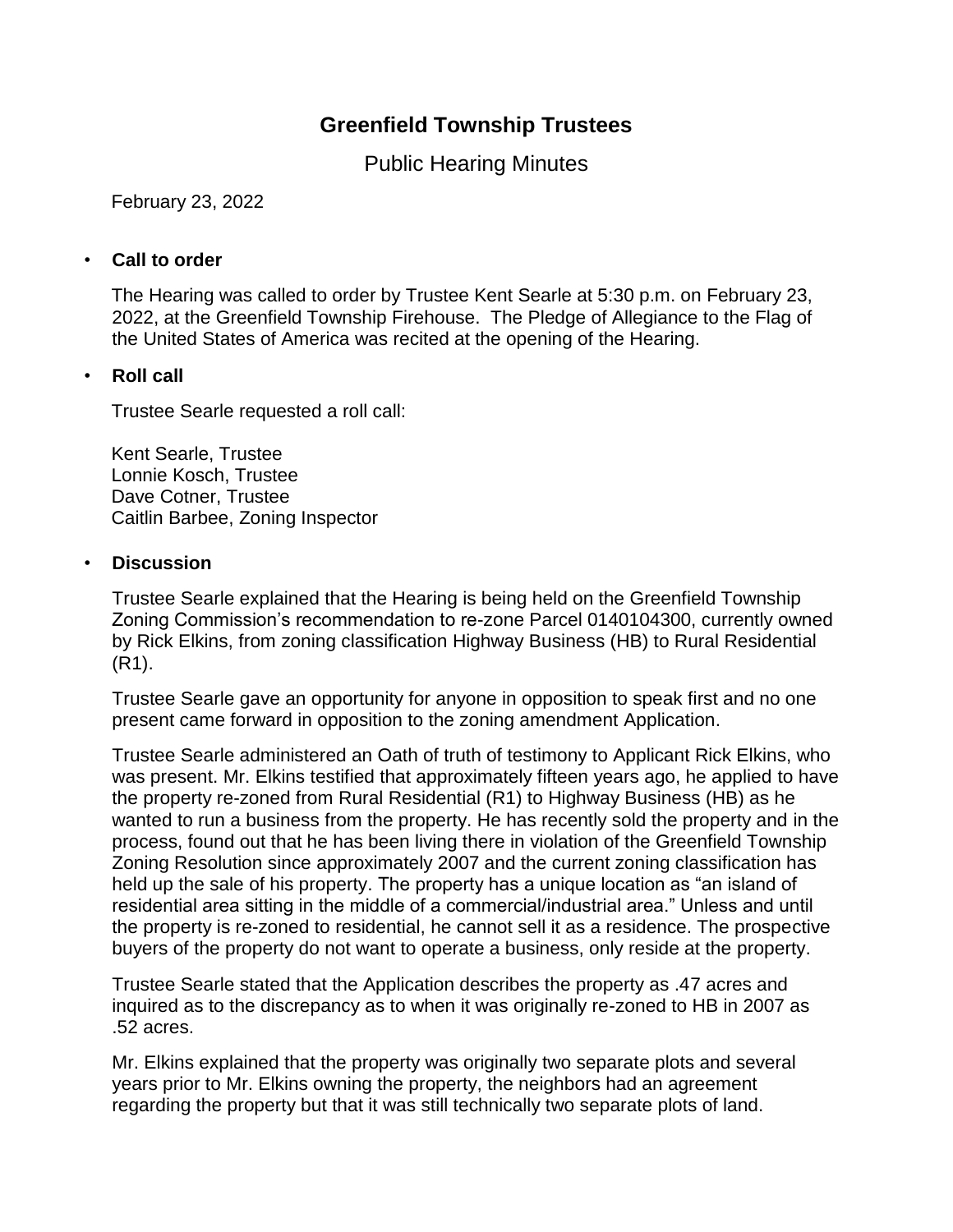# Greenfield Township Trustees

## Public Hearing Minutes

February 23, 2022

- **Call to order**

  The Hearing was called to order by Trustee Kent Searle at 5:30 p.m. on February 23, 2022, at the Greenfield Township Firehouse. The Pledge of Allegiance to the Flag of the United States of America was recited at the opening of the Hearing.

- **Roll call**

  Trustee Searle requested a roll call:

  Kent Searle, Trustee
  Lonnie Kosch, Trustee
  Dave Cotner, Trustee
  Caitlin Barbee, Zoning Inspector

- **Discussion**

  Trustee Searle explained that the Hearing is being held on the Greenfield Township Zoning Commission's recommendation to re-zone Parcel 0140104300, currently owned by Rick Elkins, from zoning classification Highway Business (HB) to Rural Residential (R1).

  Trustee Searle gave an opportunity for anyone in opposition to speak first and no one present came forward in opposition to the zoning amendment Application.

  Trustee Searle administered an Oath of truth of testimony to Applicant Rick Elkins, who was present. Mr. Elkins testified that approximately fifteen years ago, he applied to have the property re-zoned from Rural Residential (R1) to Highway Business (HB) as he wanted to run a business from the property. He has recently sold the property and in the process, found out that he has been living there in violation of the Greenfield Township Zoning Resolution since approximately 2007 and the current zoning classification has held up the sale of his property. The property has a unique location as "an island of residential area sitting in the middle of a commercial/industrial area." Unless and until the property is re-zoned to residential, he cannot sell it as a residence. The prospective buyers of the property do not want to operate a business, only reside at the property.

  Trustee Searle stated that the Application describes the property as .47 acres and inquired as to the discrepancy as to when it was originally re-zoned to HB in 2007 as .52 acres.

  Mr. Elkins explained that the property was originally two separate plots and several years prior to Mr. Elkins owning the property, the neighbors had an agreement regarding the property but that it was still technically two separate plots of land.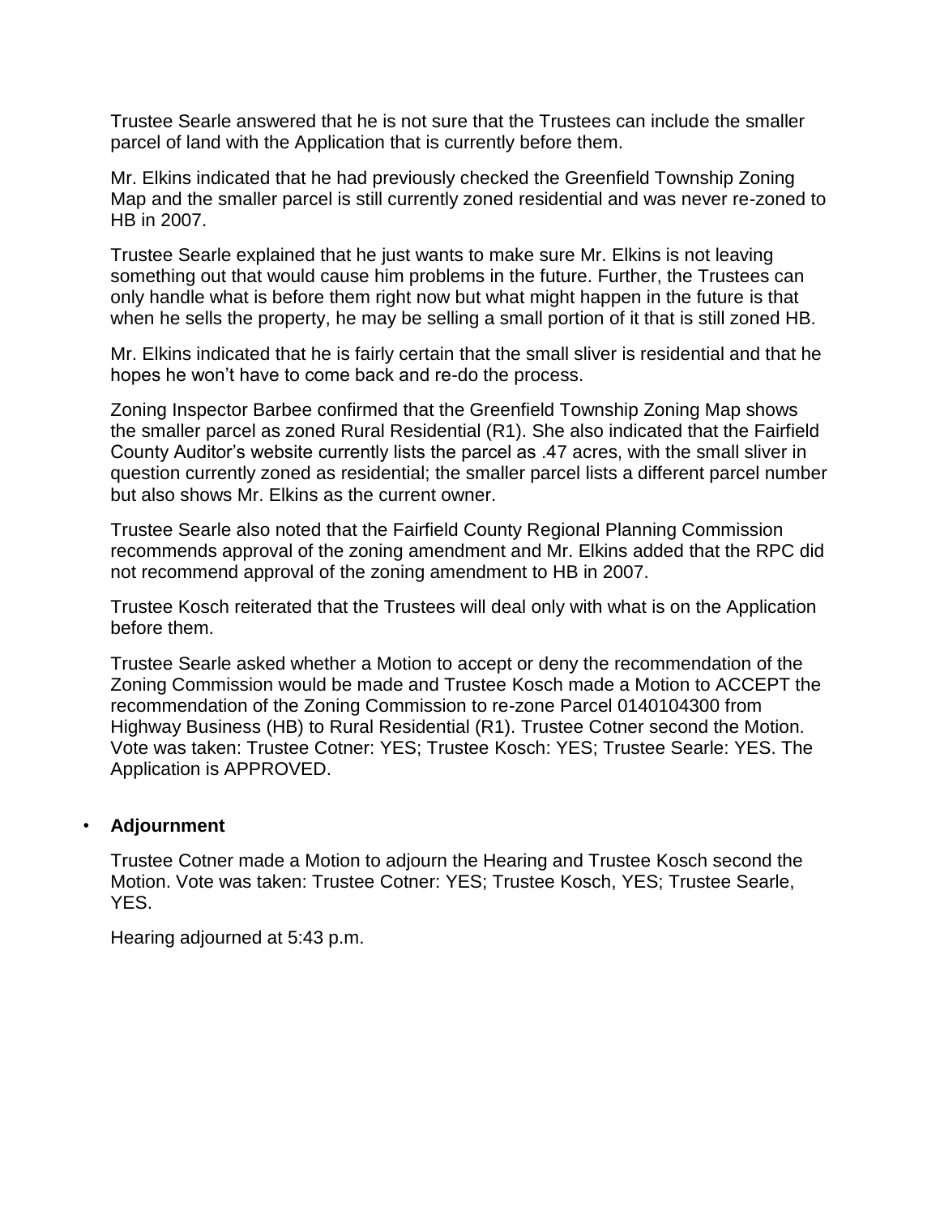Trustee Searle answered that he is not sure that the Trustees can include the smaller parcel of land with the Application that is currently before them.

Mr. Elkins indicated that he had previously checked the Greenfield Township Zoning Map and the smaller parcel is still currently zoned residential and was never re-zoned to HB in 2007.

Trustee Searle explained that he just wants to make sure Mr. Elkins is not leaving something out that would cause him problems in the future. Further, the Trustees can only handle what is before them right now but what might happen in the future is that when he sells the property, he may be selling a small portion of it that is still zoned HB.

Mr. Elkins indicated that he is fairly certain that the small sliver is residential and that he hopes he won't have to come back and re-do the process.

Zoning Inspector Barbee confirmed that the Greenfield Township Zoning Map shows the smaller parcel as zoned Rural Residential (R1). She also indicated that the Fairfield County Auditor's website currently lists the parcel as .47 acres, with the small sliver in question currently zoned as residential; the smaller parcel lists a different parcel number but also shows Mr. Elkins as the current owner.

Trustee Searle also noted that the Fairfield County Regional Planning Commission recommends approval of the zoning amendment and Mr. Elkins added that the RPC did not recommend approval of the zoning amendment to HB in 2007.

Trustee Kosch reiterated that the Trustees will deal only with what is on the Application before them.

Trustee Searle asked whether a Motion to accept or deny the recommendation of the Zoning Commission would be made and Trustee Kosch made a Motion to ACCEPT the recommendation of the Zoning Commission to re-zone Parcel 0140104300 from Highway Business (HB) to Rural Residential (R1). Trustee Cotner second the Motion. Vote was taken: Trustee Cotner: YES; Trustee Kosch: YES; Trustee Searle: YES. The Application is APPROVED.

- **Adjournment**

  Trustee Cotner made a Motion to adjourn the Hearing and Trustee Kosch second the Motion. Vote was taken: Trustee Cotner: YES; Trustee Kosch, YES; Trustee Searle, YES.

  Hearing adjourned at 5:43 p.m.